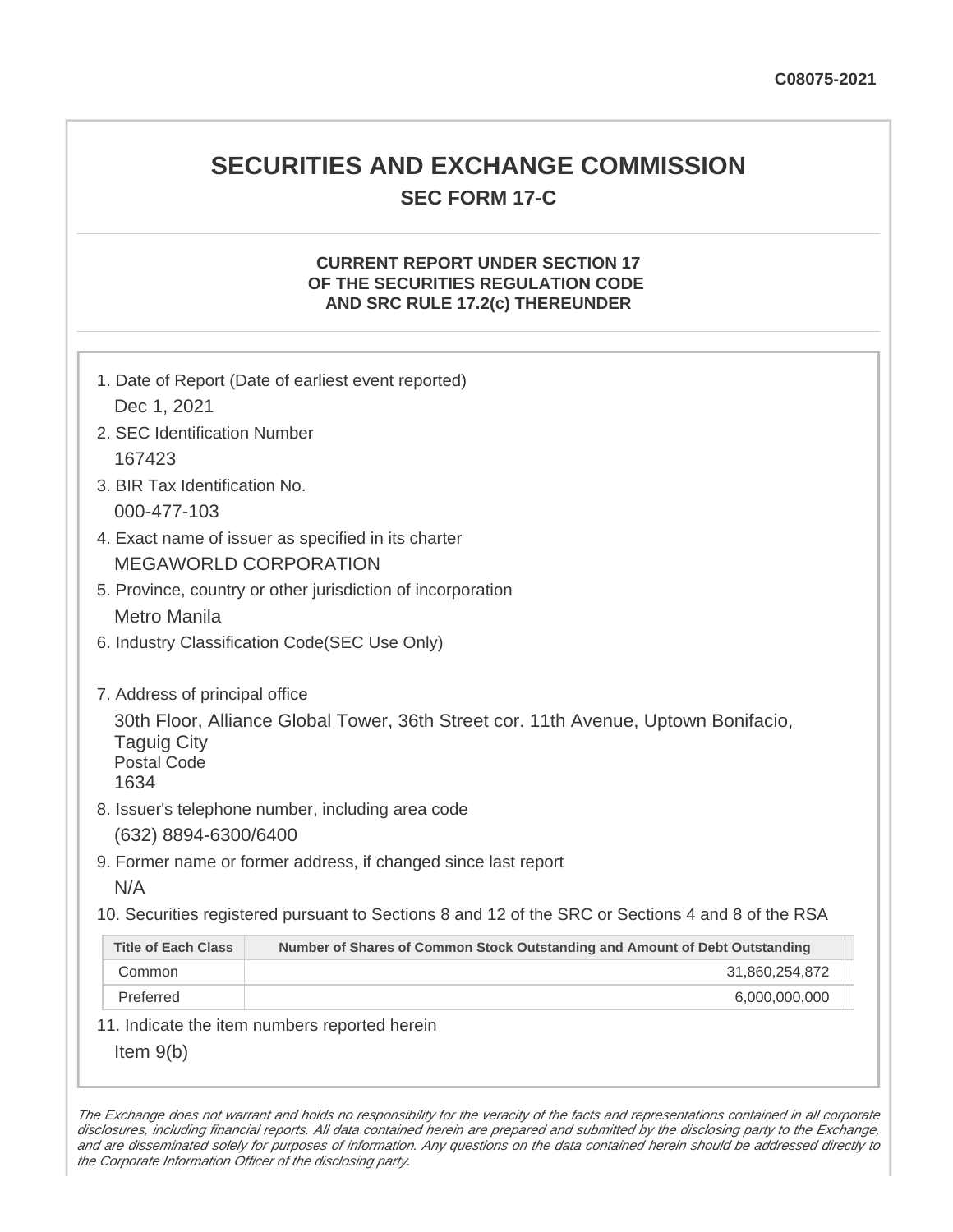C08075-2021

# SECURITIES AND EXCHANGE COMMISSION

## SEC FORM 17-C

### CURRENT REPORT UNDER SECTION 17 OF THE SECURITIES REGULATION CODE AND SRC RULE 17.2(c) THEREUNDER

1. Date of Report (Date of earliest event reported)
   Dec 1, 2021
2. SEC Identification Number
   167423
3. BIR Tax Identification No.
   000-477-103
4. Exact name of issuer as specified in its charter
   MEGAWORLD CORPORATION
5. Province, country or other jurisdiction of incorporation
   Metro Manila
6. Industry Classification Code(SEC Use Only)

7. Address of principal office
   30th Floor, Alliance Global Tower, 36th Street cor. 11th Avenue, Uptown Bonifacio, Taguig City
   Postal Code
   1634
8. Issuer's telephone number, including area code
   (632) 8894-6300/6400
9. Former name or former address, if changed since last report
   N/A
10. Securities registered pursuant to Sections 8 and 12 of the SRC or Sections 4 and 8 of the RSA

| Title of Each Class | Number of Shares of Common Stock Outstanding and Amount of Debt Outstanding |
|---|---|
| Common | 31,860,254,872 |
| Preferred | 6,000,000,000 |

11. Indicate the item numbers reported herein
    Item 9(b)

*The Exchange does not warrant and holds no responsibility for the veracity of the facts and representations contained in all corporate disclosures, including financial reports. All data contained herein are prepared and submitted by the disclosing party to the Exchange, and are disseminated solely for purposes of information. Any questions on the data contained herein should be addressed directly to the Corporate Information Officer of the disclosing party.*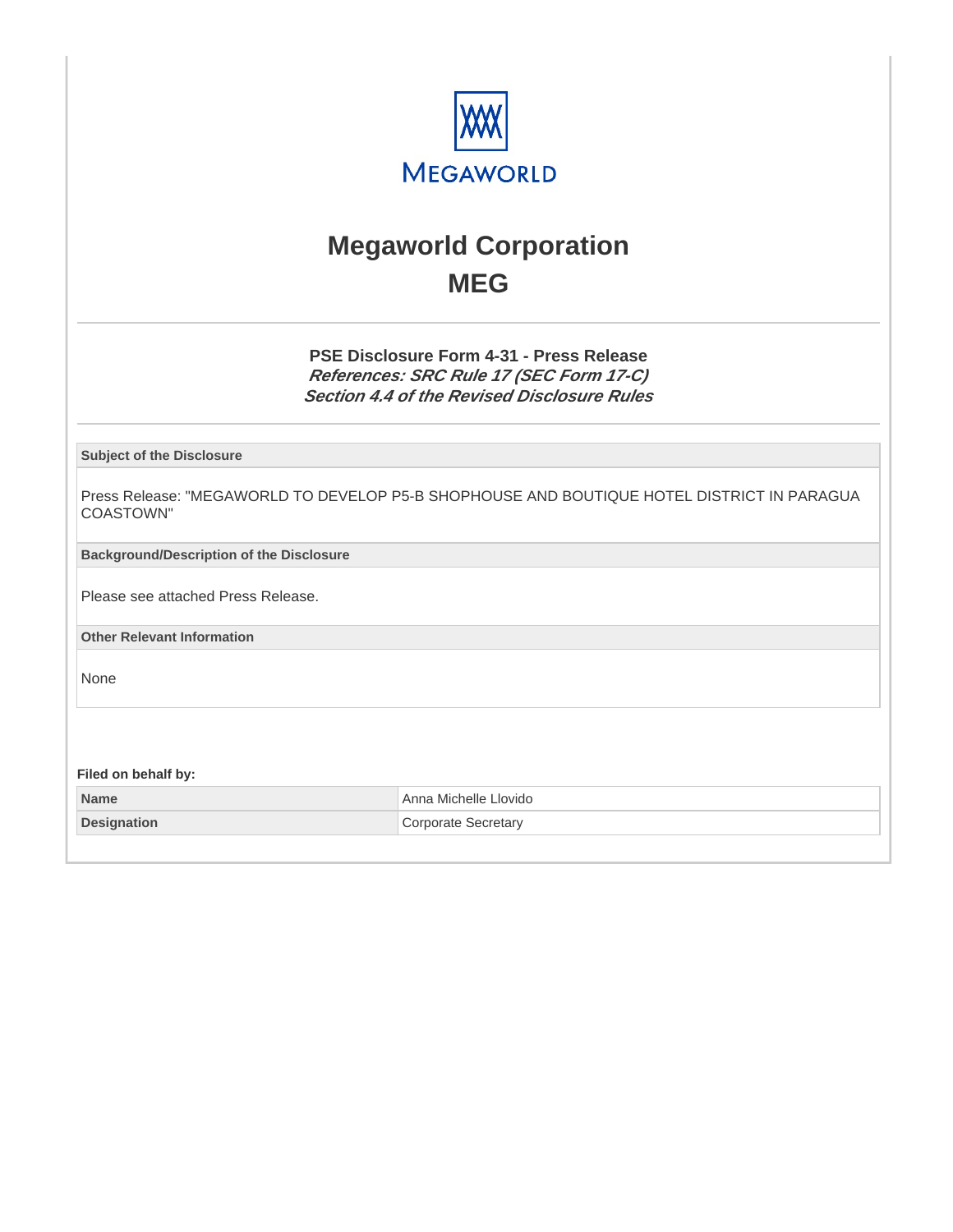# Megaworld Corporation
# MEG

### PSE Disclosure Form 4-31 - Press Release
***References: SRC Rule 17 (SEC Form 17-C)***
***Section 4.4 of the Revised Disclosure Rules***

**Subject of the Disclosure**

Press Release: "MEGAWORLD TO DEVELOP P5-B SHOPHOUSE AND BOUTIQUE HOTEL DISTRICT IN PARAGUA COASTOWN"

**Background/Description of the Disclosure**

Please see attached Press Release.

**Other Relevant Information**

None

**Filed on behalf by:**

| | |
|---|---|
| **Name** | Anna Michelle Llovido |
| **Designation** | Corporate Secretary |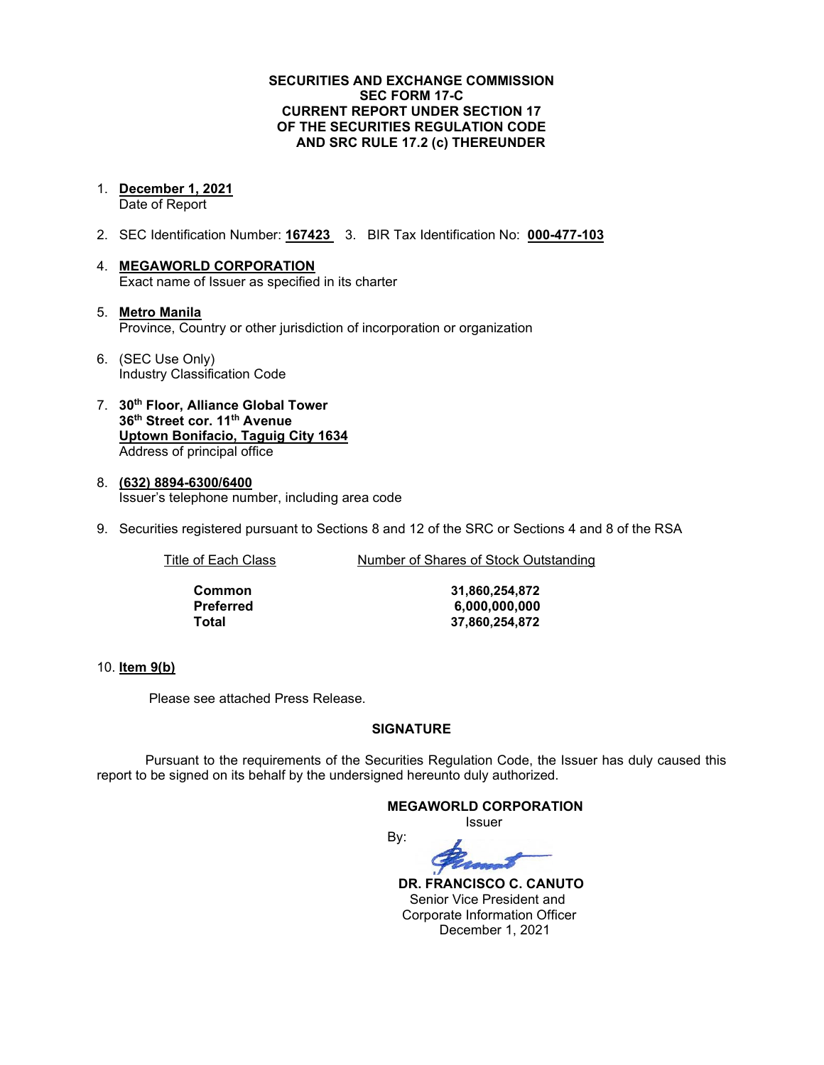**SECURITIES AND EXCHANGE COMMISSION**
**SEC FORM 17-C**
**CURRENT REPORT UNDER SECTION 17**
**OF THE SECURITIES REGULATION CODE**
**AND SRC RULE 17.2 (c) THEREUNDER**

1. **December 1, 2021**
   Date of Report

2. SEC Identification Number: **167423** 3. BIR Tax Identification No: **000-477-103**

4. **MEGAWORLD CORPORATION**
   Exact name of Issuer as specified in its charter

5. **Metro Manila**
   Province, Country or other jurisdiction of incorporation or organization

6. (SEC Use Only)
   Industry Classification Code

7. **30th Floor, Alliance Global Tower**
   **36th Street cor. 11th Avenue**
   **Uptown Bonifacio, Taguig City 1634**
   Address of principal office

8. **(632) 8894-6300/6400**
   Issuer's telephone number, including area code

9. Securities registered pursuant to Sections 8 and 12 of the SRC or Sections 4 and 8 of the RSA

| Title of Each Class | Number of Shares of Stock Outstanding |
|---|---|
| **Common** | **31,860,254,872** |
| **Preferred** | **6,000,000,000** |
| **Total** | **37,860,254,872** |

10. **Item 9(b)**

Please see attached Press Release.

**SIGNATURE**

Pursuant to the requirements of the Securities Regulation Code, the Issuer has duly caused this report to be signed on its behalf by the undersigned hereunto duly authorized.

**MEGAWORLD CORPORATION**
Issuer

By:

**DR. FRANCISCO C. CANUTO**
Senior Vice President and
Corporate Information Officer
December 1, 2021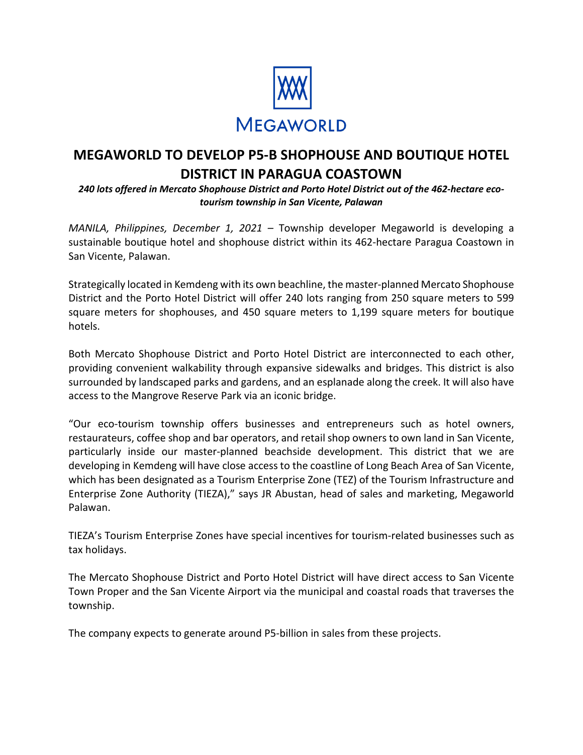MEGAWORLD

# MEGAWORLD TO DEVELOP P5-B SHOPHOUSE AND BOUTIQUE HOTEL DISTRICT IN PARAGUA COASTOWN

***240 lots offered in Mercato Shophouse District and Porto Hotel District out of the 462-hectare eco-tourism township in San Vicente, Palawan***

*MANILA, Philippines, December 1, 2021* – Township developer Megaworld is developing a sustainable boutique hotel and shophouse district within its 462-hectare Paragua Coastown in San Vicente, Palawan.

Strategically located in Kemdeng with its own beachline, the master-planned Mercato Shophouse District and the Porto Hotel District will offer 240 lots ranging from 250 square meters to 599 square meters for shophouses, and 450 square meters to 1,199 square meters for boutique hotels.

Both Mercato Shophouse District and Porto Hotel District are interconnected to each other, providing convenient walkability through expansive sidewalks and bridges. This district is also surrounded by landscaped parks and gardens, and an esplanade along the creek. It will also have access to the Mangrove Reserve Park via an iconic bridge.

"Our eco-tourism township offers businesses and entrepreneurs such as hotel owners, restaurateurs, coffee shop and bar operators, and retail shop owners to own land in San Vicente, particularly inside our master-planned beachside development. This district that we are developing in Kemdeng will have close access to the coastline of Long Beach Area of San Vicente, which has been designated as a Tourism Enterprise Zone (TEZ) of the Tourism Infrastructure and Enterprise Zone Authority (TIEZA)," says JR Abustan, head of sales and marketing, Megaworld Palawan.

TIEZA's Tourism Enterprise Zones have special incentives for tourism-related businesses such as tax holidays.

The Mercato Shophouse District and Porto Hotel District will have direct access to San Vicente Town Proper and the San Vicente Airport via the municipal and coastal roads that traverses the township.

The company expects to generate around P5-billion in sales from these projects.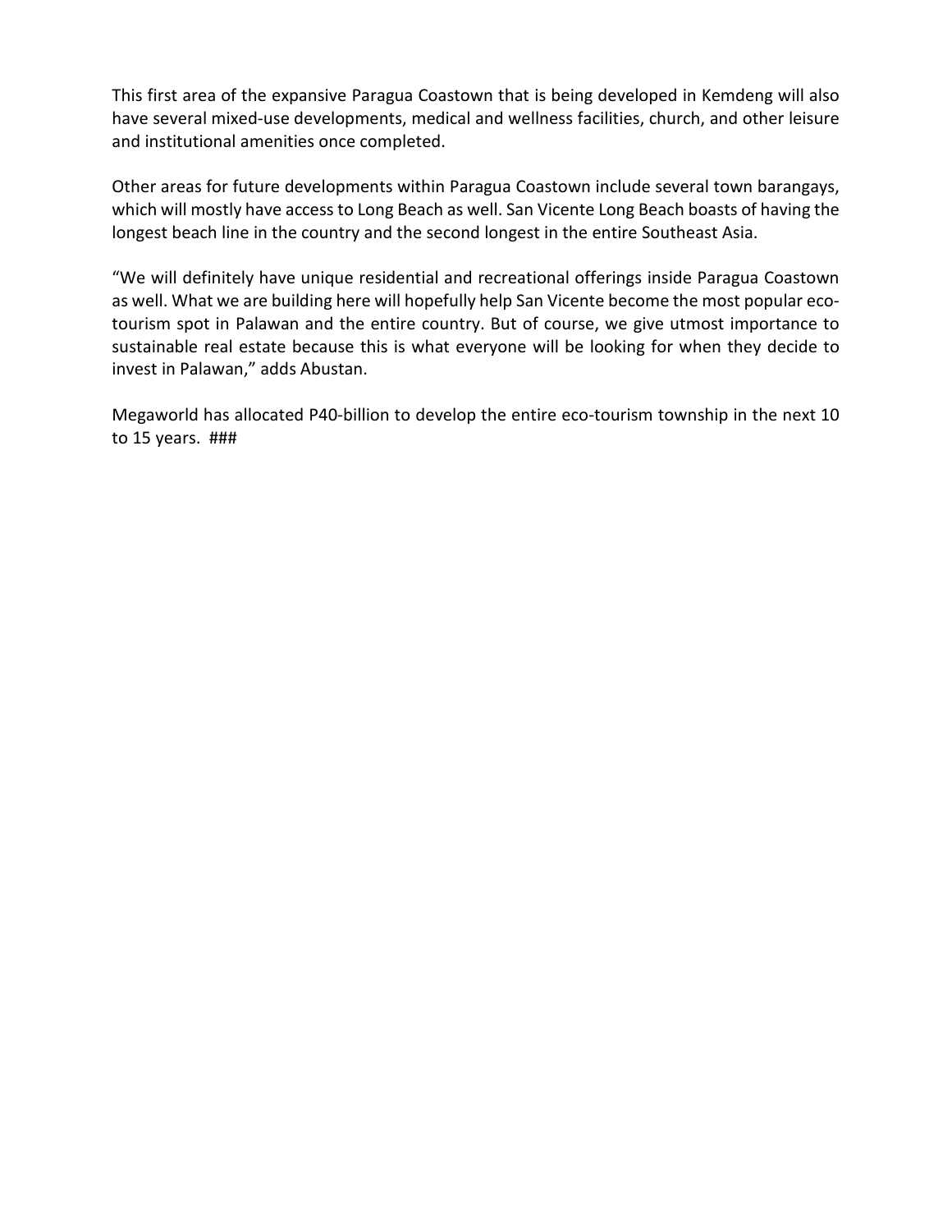This first area of the expansive Paragua Coastown that is being developed in Kemdeng will also have several mixed-use developments, medical and wellness facilities, church, and other leisure and institutional amenities once completed.

Other areas for future developments within Paragua Coastown include several town barangays, which will mostly have access to Long Beach as well. San Vicente Long Beach boasts of having the longest beach line in the country and the second longest in the entire Southeast Asia.

"We will definitely have unique residential and recreational offerings inside Paragua Coastown as well. What we are building here will hopefully help San Vicente become the most popular eco-tourism spot in Palawan and the entire country. But of course, we give utmost importance to sustainable real estate because this is what everyone will be looking for when they decide to invest in Palawan," adds Abustan.

Megaworld has allocated P40-billion to develop the entire eco-tourism township in the next 10 to 15 years. ###